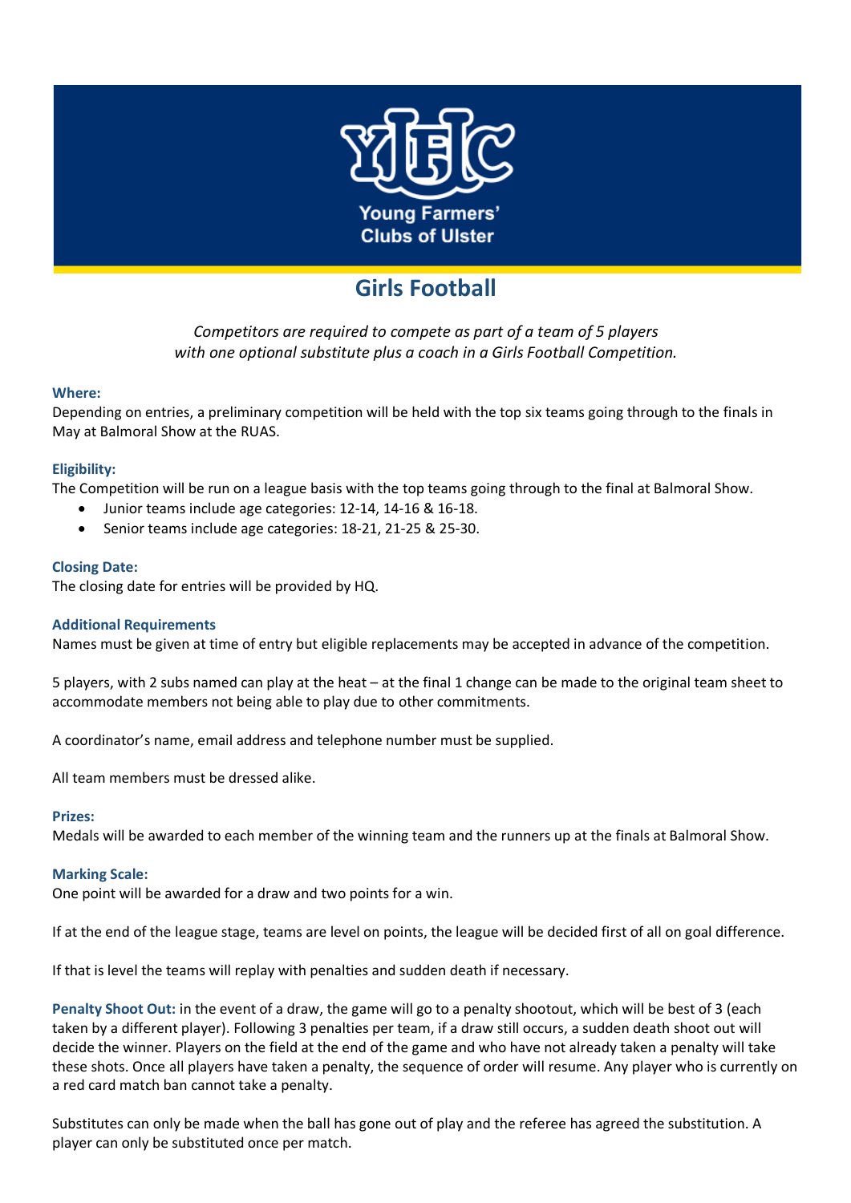Young Farmers' Clubs of Ulster

# Girls Football

*Competitors are required to compete as part of a team of 5 players with one optional substitute plus a coach in a Girls Football Competition.*

### Where:

Depending on entries, a preliminary competition will be held with the top six teams going through to the finals in May at Balmoral Show at the RUAS.

### Eligibility:

The Competition will be run on a league basis with the top teams going through to the final at Balmoral Show.

- Junior teams include age categories: 12-14, 14-16 & 16-18.
- Senior teams include age categories: 18-21, 21-25 & 25-30.

### Closing Date:

The closing date for entries will be provided by HQ.

### Additional Requirements

Names must be given at time of entry but eligible replacements may be accepted in advance of the competition.

5 players, with 2 subs named can play at the heat – at the final 1 change can be made to the original team sheet to accommodate members not being able to play due to other commitments.

A coordinator's name, email address and telephone number must be supplied.

All team members must be dressed alike.

### Prizes:

Medals will be awarded to each member of the winning team and the runners up at the finals at Balmoral Show.

### Marking Scale:

One point will be awarded for a draw and two points for a win.

If at the end of the league stage, teams are level on points, the league will be decided first of all on goal difference.

If that is level the teams will replay with penalties and sudden death if necessary.

**Penalty Shoot Out:** in the event of a draw, the game will go to a penalty shootout, which will be best of 3 (each taken by a different player). Following 3 penalties per team, if a draw still occurs, a sudden death shoot out will decide the winner. Players on the field at the end of the game and who have not already taken a penalty will take these shots. Once all players have taken a penalty, the sequence of order will resume. Any player who is currently on a red card match ban cannot take a penalty.

Substitutes can only be made when the ball has gone out of play and the referee has agreed the substitution. A player can only be substituted once per match.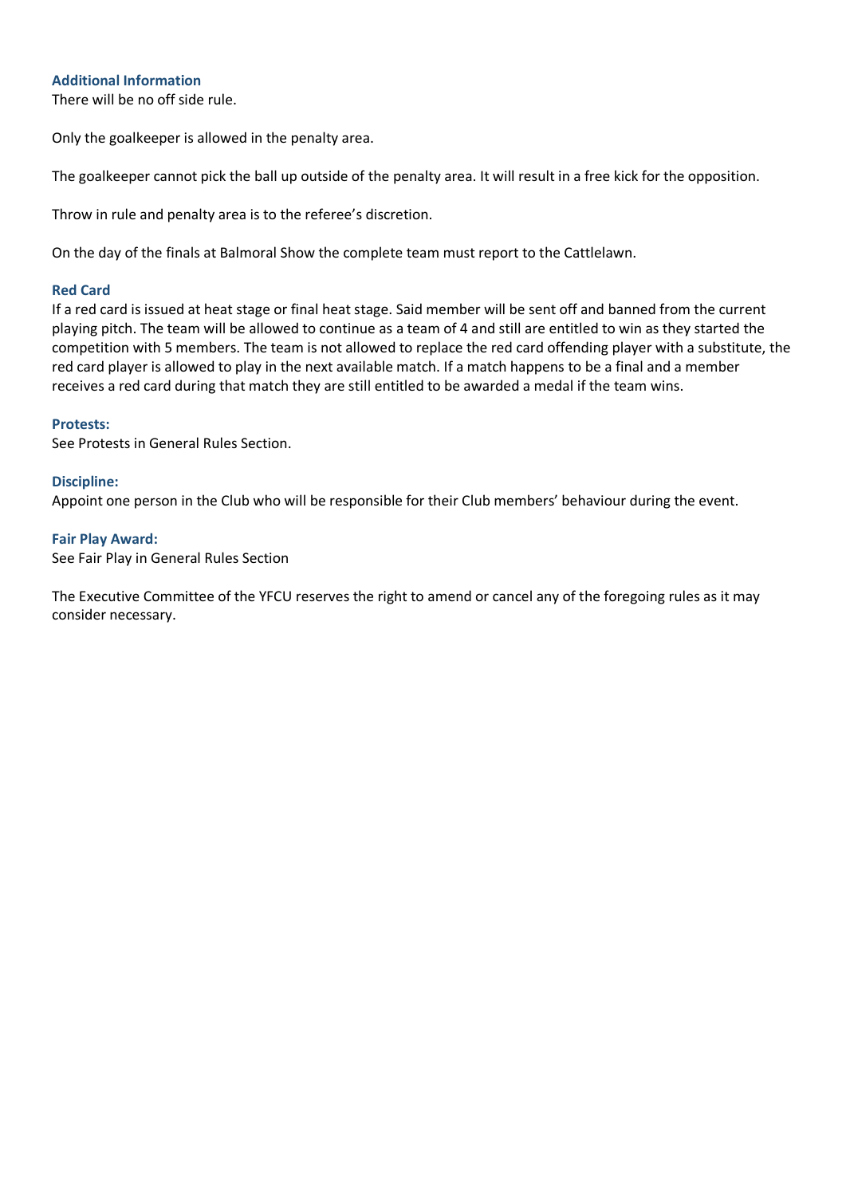### Additional Information

There will be no off side rule.

Only the goalkeeper is allowed in the penalty area.

The goalkeeper cannot pick the ball up outside of the penalty area. It will result in a free kick for the opposition.

Throw in rule and penalty area is to the referee's discretion.

On the day of the finals at Balmoral Show the complete team must report to the Cattlelawn.

### Red Card

If a red card is issued at heat stage or final heat stage. Said member will be sent off and banned from the current playing pitch. The team will be allowed to continue as a team of 4 and still are entitled to win as they started the competition with 5 members. The team is not allowed to replace the red card offending player with a substitute, the red card player is allowed to play in the next available match. If a match happens to be a final and a member receives a red card during that match they are still entitled to be awarded a medal if the team wins.

### Protests:

See Protests in General Rules Section.

### Discipline:

Appoint one person in the Club who will be responsible for their Club members' behaviour during the event.

### Fair Play Award:

See Fair Play in General Rules Section

The Executive Committee of the YFCU reserves the right to amend or cancel any of the foregoing rules as it may consider necessary.